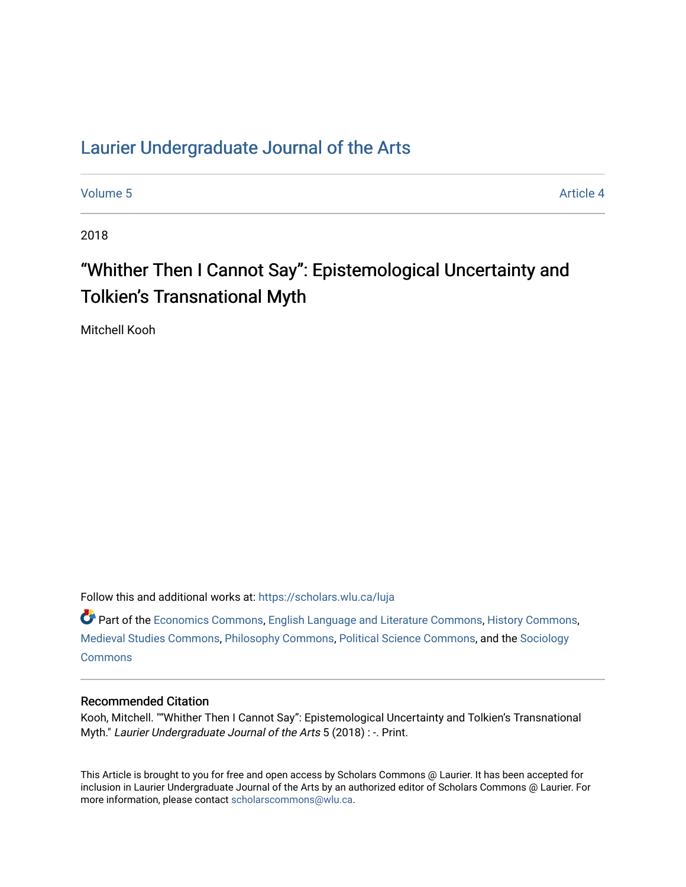# Laurier Undergraduate Journal of the Arts

Volume 5 Article 4

2018

## "Whither Then I Cannot Say": Epistemological Uncertainty and Tolkien's Transnational Myth

Mitchell Kooh

Follow this and additional works at: https://scholars.wlu.ca/luja

Part of the Economics Commons, English Language and Literature Commons, History Commons, Medieval Studies Commons, Philosophy Commons, Political Science Commons, and the Sociology Commons

### Recommended Citation

Kooh, Mitchell. ""Whither Then I Cannot Say": Epistemological Uncertainty and Tolkien's Transnational Myth." *Laurier Undergraduate Journal of the Arts* 5 (2018) : -. Print.

This Article is brought to you for free and open access by Scholars Commons @ Laurier. It has been accepted for inclusion in Laurier Undergraduate Journal of the Arts by an authorized editor of Scholars Commons @ Laurier. For more information, please contact scholarscommons@wlu.ca.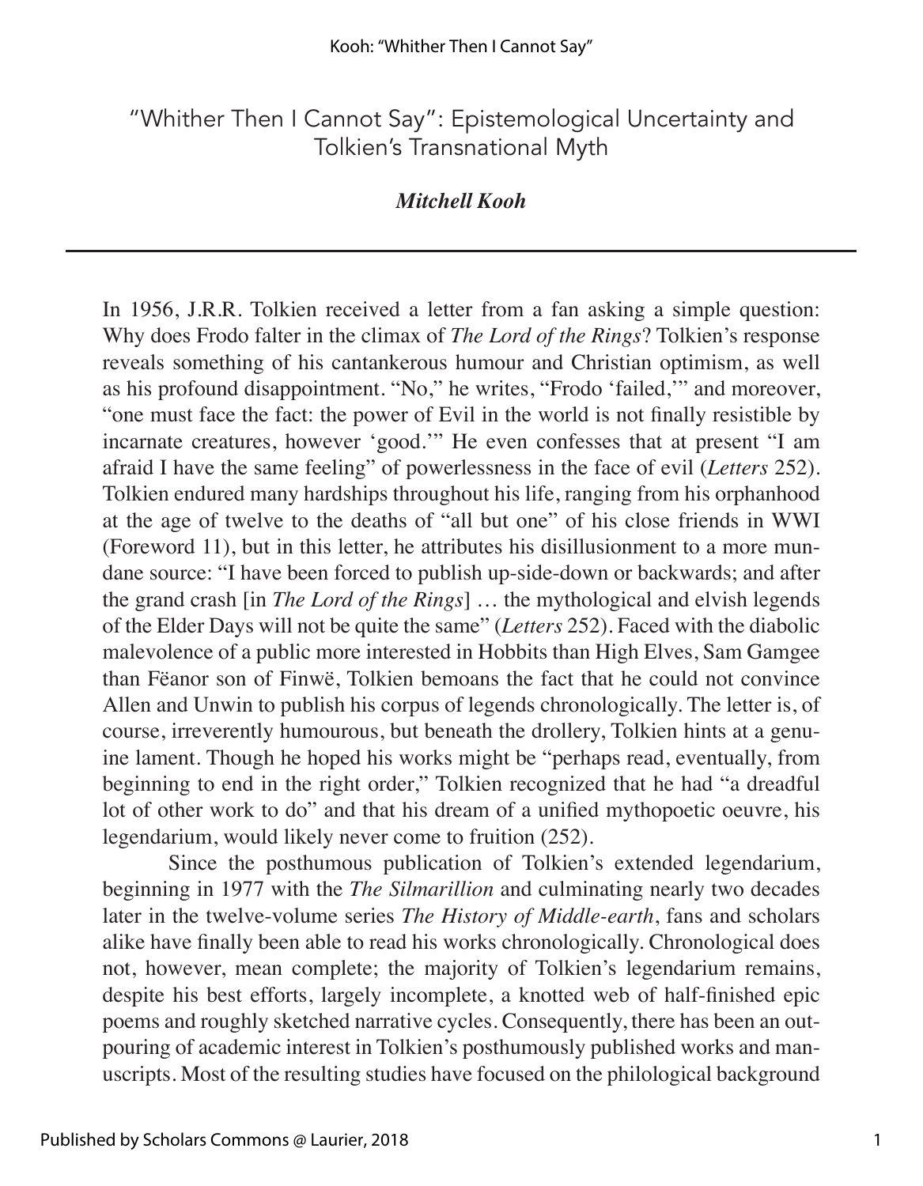# "Whither Then I Cannot Say": Epistemological Uncertainty and Tolkien's Transnational Myth

***Mitchell Kooh***

In 1956, J.R.R. Tolkien received a letter from a fan asking a simple question: Why does Frodo falter in the climax of *The Lord of the Rings*? Tolkien's response reveals something of his cantankerous humour and Christian optimism, as well as his profound disappointment. "No," he writes, "Frodo 'failed,'" and moreover, "one must face the fact: the power of Evil in the world is not finally resistible by incarnate creatures, however 'good.'" He even confesses that at present "I am afraid I have the same feeling" of powerlessness in the face of evil (*Letters* 252). Tolkien endured many hardships throughout his life, ranging from his orphanhood at the age of twelve to the deaths of "all but one" of his close friends in WWI (Foreword 11), but in this letter, he attributes his disillusionment to a more mundane source: "I have been forced to publish up-side-down or backwards; and after the grand crash [in *The Lord of the Rings*] … the mythological and elvish legends of the Elder Days will not be quite the same" (*Letters* 252). Faced with the diabolic malevolence of a public more interested in Hobbits than High Elves, Sam Gamgee than Fëanor son of Finwë, Tolkien bemoans the fact that he could not convince Allen and Unwin to publish his corpus of legends chronologically. The letter is, of course, irreverently humourous, but beneath the drollery, Tolkien hints at a genuine lament. Though he hoped his works might be "perhaps read, eventually, from beginning to end in the right order," Tolkien recognized that he had "a dreadful lot of other work to do" and that his dream of a unified mythopoetic oeuvre, his legendarium, would likely never come to fruition (252).

Since the posthumous publication of Tolkien's extended legendarium, beginning in 1977 with the *The Silmarillion* and culminating nearly two decades later in the twelve-volume series *The History of Middle-earth*, fans and scholars alike have finally been able to read his works chronologically. Chronological does not, however, mean complete; the majority of Tolkien's legendarium remains, despite his best efforts, largely incomplete, a knotted web of half-finished epic poems and roughly sketched narrative cycles. Consequently, there has been an outpouring of academic interest in Tolkien's posthumously published works and manuscripts. Most of the resulting studies have focused on the philological background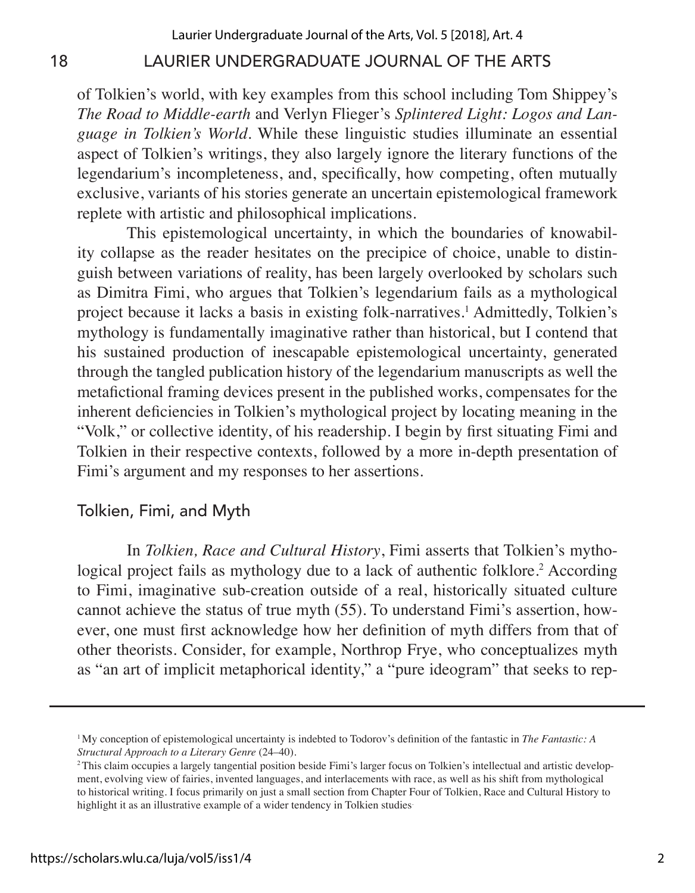of Tolkien's world, with key examples from this school including Tom Shippey's *The Road to Middle-earth* and Verlyn Flieger's *Splintered Light: Logos and Language in Tolkien's World*. While these linguistic studies illuminate an essential aspect of Tolkien's writings, they also largely ignore the literary functions of the legendarium's incompleteness, and, specifically, how competing, often mutually exclusive, variants of his stories generate an uncertain epistemological framework replete with artistic and philosophical implications.

This epistemological uncertainty, in which the boundaries of knowability collapse as the reader hesitates on the precipice of choice, unable to distinguish between variations of reality, has been largely overlooked by scholars such as Dimitra Fimi, who argues that Tolkien's legendarium fails as a mythological project because it lacks a basis in existing folk-narratives.[1] Admittedly, Tolkien's mythology is fundamentally imaginative rather than historical, but I contend that his sustained production of inescapable epistemological uncertainty, generated through the tangled publication history of the legendarium manuscripts as well the metafictional framing devices present in the published works, compensates for the inherent deficiencies in Tolkien's mythological project by locating meaning in the "Volk," or collective identity, of his readership. I begin by first situating Fimi and Tolkien in their respective contexts, followed by a more in-depth presentation of Fimi's argument and my responses to her assertions.

## Tolkien, Fimi, and Myth

In *Tolkien, Race and Cultural History*, Fimi asserts that Tolkien's mythological project fails as mythology due to a lack of authentic folklore.[2] According to Fimi, imaginative sub-creation outside of a real, historically situated culture cannot achieve the status of true myth (55). To understand Fimi's assertion, however, one must first acknowledge how her definition of myth differs from that of other theorists. Consider, for example, Northrop Frye, who conceptualizes myth as "an art of implicit metaphorical identity," a "pure ideogram" that seeks to rep-

---

[1] My conception of epistemological uncertainty is indebted to Todorov's definition of the fantastic in *The Fantastic: A Structural Approach to a Literary Genre* (24–40).

[2] This claim occupies a largely tangential position beside Fimi's larger focus on Tolkien's intellectual and artistic development, evolving view of fairies, invented languages, and interlacements with race, as well as his shift from mythological to historical writing. I focus primarily on just a small section from Chapter Four of Tolkien, Race and Cultural History to highlight it as an illustrative example of a wider tendency in Tolkien studies.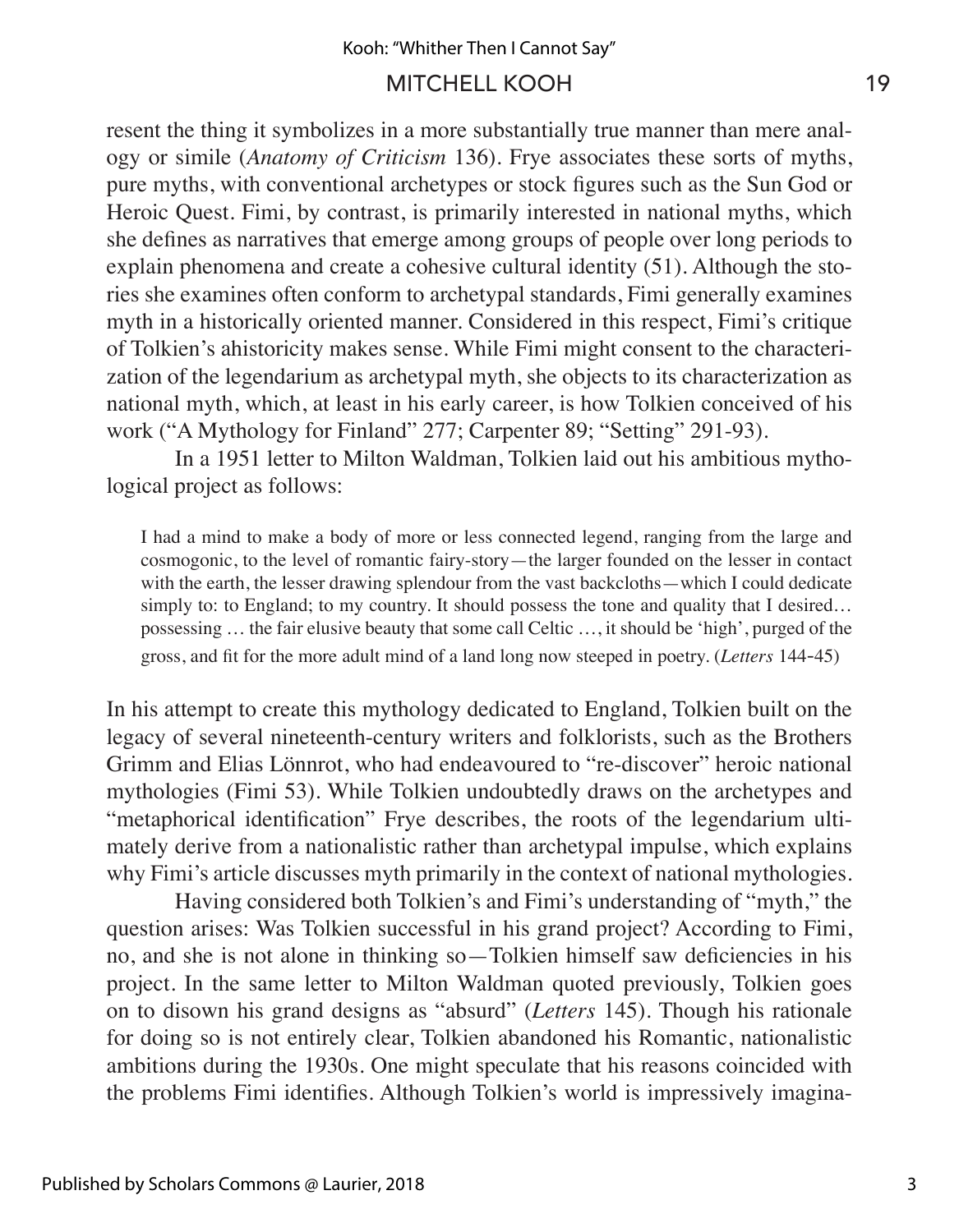resent the thing it symbolizes in a more substantially true manner than mere analogy or simile (*Anatomy of Criticism* 136). Frye associates these sorts of myths, pure myths, with conventional archetypes or stock figures such as the Sun God or Heroic Quest. Fimi, by contrast, is primarily interested in national myths, which she defines as narratives that emerge among groups of people over long periods to explain phenomena and create a cohesive cultural identity (51). Although the stories she examines often conform to archetypal standards, Fimi generally examines myth in a historically oriented manner. Considered in this respect, Fimi's critique of Tolkien's ahistoricity makes sense. While Fimi might consent to the characterization of the legendarium as archetypal myth, she objects to its characterization as national myth, which, at least in his early career, is how Tolkien conceived of his work ("A Mythology for Finland" 277; Carpenter 89; "Setting" 291-93).

In a 1951 letter to Milton Waldman, Tolkien laid out his ambitious mythological project as follows:

> I had a mind to make a body of more or less connected legend, ranging from the large and cosmogonic, to the level of romantic fairy-story—the larger founded on the lesser in contact with the earth, the lesser drawing splendour from the vast backcloths—which I could dedicate simply to: to England; to my country. It should possess the tone and quality that I desired… possessing … the fair elusive beauty that some call Celtic …, it should be 'high', purged of the gross, and fit for the more adult mind of a land long now steeped in poetry. (*Letters* 144-45)

In his attempt to create this mythology dedicated to England, Tolkien built on the legacy of several nineteenth-century writers and folklorists, such as the Brothers Grimm and Elias Lönnrot, who had endeavoured to "re-discover" heroic national mythologies (Fimi 53). While Tolkien undoubtedly draws on the archetypes and "metaphorical identification" Frye describes, the roots of the legendarium ultimately derive from a nationalistic rather than archetypal impulse, which explains why Fimi's article discusses myth primarily in the context of national mythologies.

Having considered both Tolkien's and Fimi's understanding of "myth," the question arises: Was Tolkien successful in his grand project? According to Fimi, no, and she is not alone in thinking so—Tolkien himself saw deficiencies in his project. In the same letter to Milton Waldman quoted previously, Tolkien goes on to disown his grand designs as "absurd" (*Letters* 145). Though his rationale for doing so is not entirely clear, Tolkien abandoned his Romantic, nationalistic ambitions during the 1930s. One might speculate that his reasons coincided with the problems Fimi identifies. Although Tolkien's world is impressively imagina-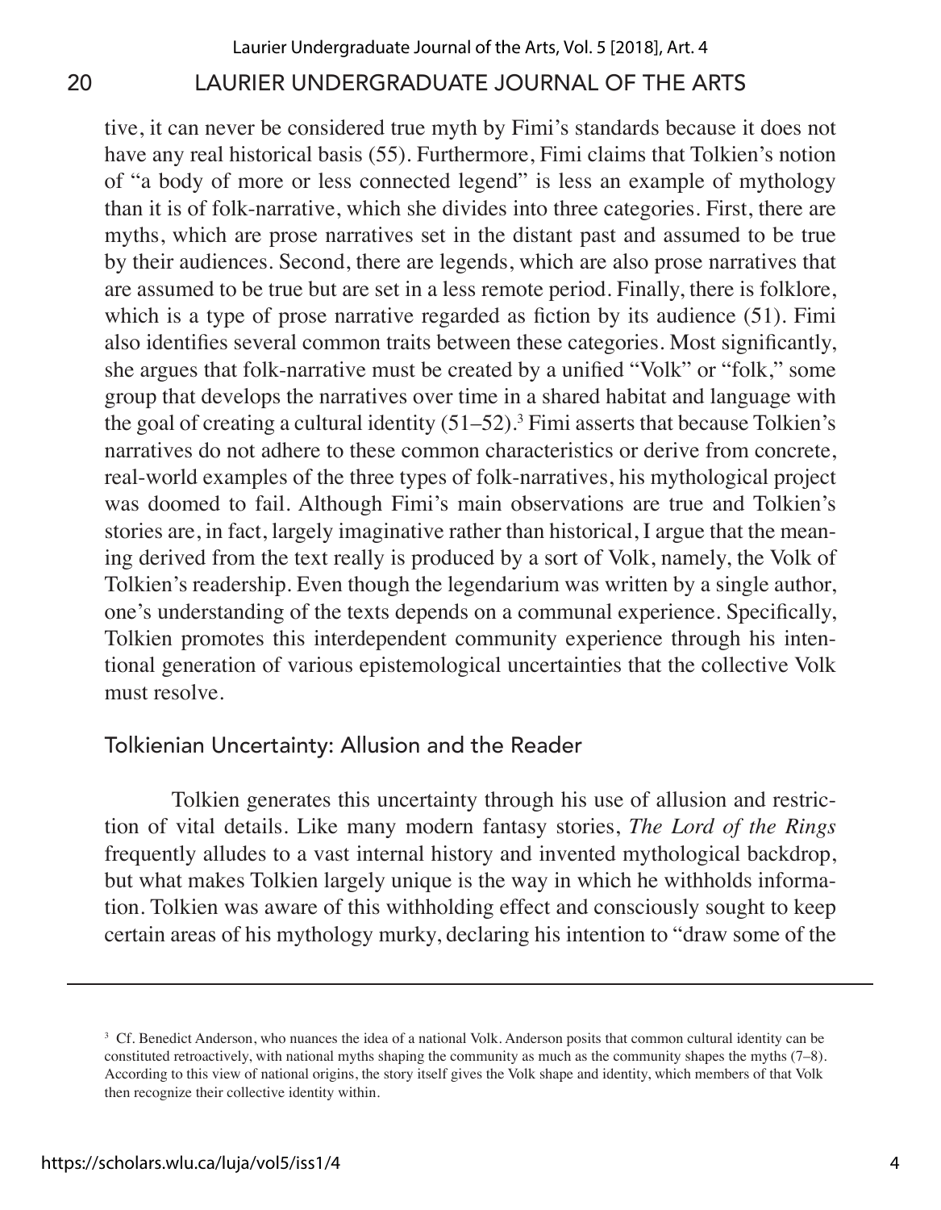tive, it can never be considered true myth by Fimi's standards because it does not have any real historical basis (55). Furthermore, Fimi claims that Tolkien's notion of "a body of more or less connected legend" is less an example of mythology than it is of folk-narrative, which she divides into three categories. First, there are myths, which are prose narratives set in the distant past and assumed to be true by their audiences. Second, there are legends, which are also prose narratives that are assumed to be true but are set in a less remote period. Finally, there is folklore, which is a type of prose narrative regarded as fiction by its audience (51). Fimi also identifies several common traits between these categories. Most significantly, she argues that folk-narrative must be created by a unified "Volk" or "folk," some group that develops the narratives over time in a shared habitat and language with the goal of creating a cultural identity (51–52).[3] Fimi asserts that because Tolkien's narratives do not adhere to these common characteristics or derive from concrete, real-world examples of the three types of folk-narratives, his mythological project was doomed to fail. Although Fimi's main observations are true and Tolkien's stories are, in fact, largely imaginative rather than historical, I argue that the meaning derived from the text really is produced by a sort of Volk, namely, the Volk of Tolkien's readership. Even though the legendarium was written by a single author, one's understanding of the texts depends on a communal experience. Specifically, Tolkien promotes this interdependent community experience through his intentional generation of various epistemological uncertainties that the collective Volk must resolve.

## Tolkienian Uncertainty: Allusion and the Reader

Tolkien generates this uncertainty through his use of allusion and restriction of vital details. Like many modern fantasy stories, *The Lord of the Rings* frequently alludes to a vast internal history and invented mythological backdrop, but what makes Tolkien largely unique is the way in which he withholds information. Tolkien was aware of this withholding effect and consciously sought to keep certain areas of his mythology murky, declaring his intention to "draw some of the

---

[3] Cf. Benedict Anderson, who nuances the idea of a national Volk. Anderson posits that common cultural identity can be constituted retroactively, with national myths shaping the community as much as the community shapes the myths (7–8). According to this view of national origins, the story itself gives the Volk shape and identity, which members of that Volk then recognize their collective identity within.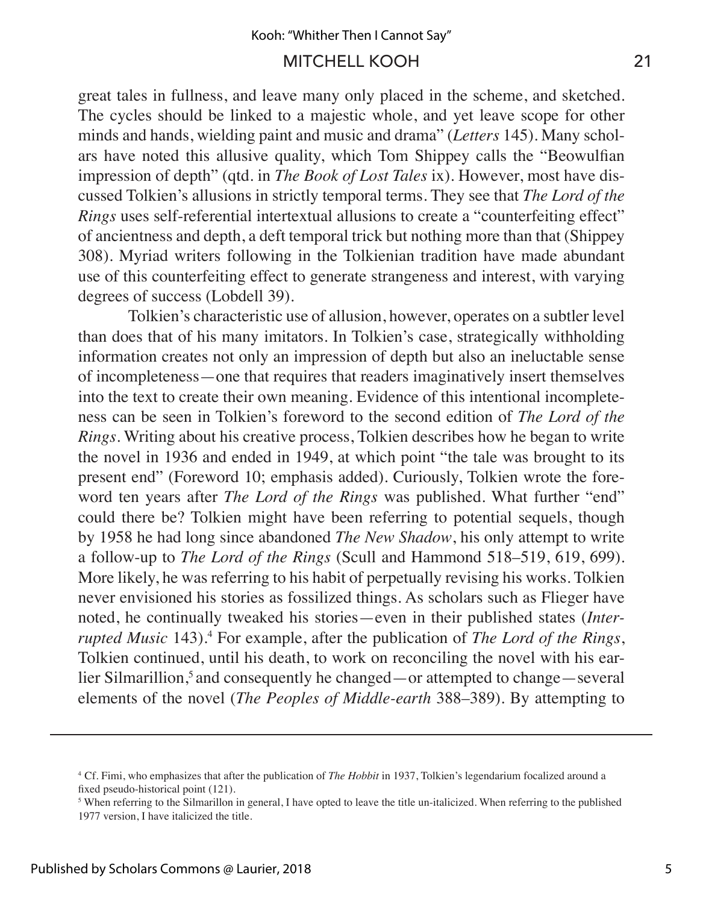great tales in fullness, and leave many only placed in the scheme, and sketched. The cycles should be linked to a majestic whole, and yet leave scope for other minds and hands, wielding paint and music and drama" (*Letters* 145). Many scholars have noted this allusive quality, which Tom Shippey calls the "Beowulfian impression of depth" (qtd. in *The Book of Lost Tales* ix). However, most have discussed Tolkien's allusions in strictly temporal terms. They see that *The Lord of the Rings* uses self-referential intertextual allusions to create a "counterfeiting effect" of ancientness and depth, a deft temporal trick but nothing more than that (Shippey 308). Myriad writers following in the Tolkienian tradition have made abundant use of this counterfeiting effect to generate strangeness and interest, with varying degrees of success (Lobdell 39).

Tolkien's characteristic use of allusion, however, operates on a subtler level than does that of his many imitators. In Tolkien's case, strategically withholding information creates not only an impression of depth but also an ineluctable sense of incompleteness—one that requires that readers imaginatively insert themselves into the text to create their own meaning. Evidence of this intentional incompleteness can be seen in Tolkien's foreword to the second edition of *The Lord of the Rings*. Writing about his creative process, Tolkien describes how he began to write the novel in 1936 and ended in 1949, at which point "the tale was brought to its present end" (Foreword 10; emphasis added). Curiously, Tolkien wrote the foreword ten years after *The Lord of the Rings* was published. What further "end" could there be? Tolkien might have been referring to potential sequels, though by 1958 he had long since abandoned *The New Shadow*, his only attempt to write a follow-up to *The Lord of the Rings* (Scull and Hammond 518–519, 619, 699). More likely, he was referring to his habit of perpetually revising his works. Tolkien never envisioned his stories as fossilized things. As scholars such as Flieger have noted, he continually tweaked his stories—even in their published states (*Interrupted Music* 143).[4] For example, after the publication of *The Lord of the Rings*, Tolkien continued, until his death, to work on reconciling the novel with his earlier Silmarillion,[5] and consequently he changed—or attempted to change—several elements of the novel (*The Peoples of Middle-earth* 388–389). By attempting to

---

[4] Cf. Fimi, who emphasizes that after the publication of *The Hobbit* in 1937, Tolkien's legendarium focalized around a fixed pseudo-historical point (121).

[5] When referring to the Silmarillon in general, I have opted to leave the title un-italicized. When referring to the published 1977 version, I have italicized the title.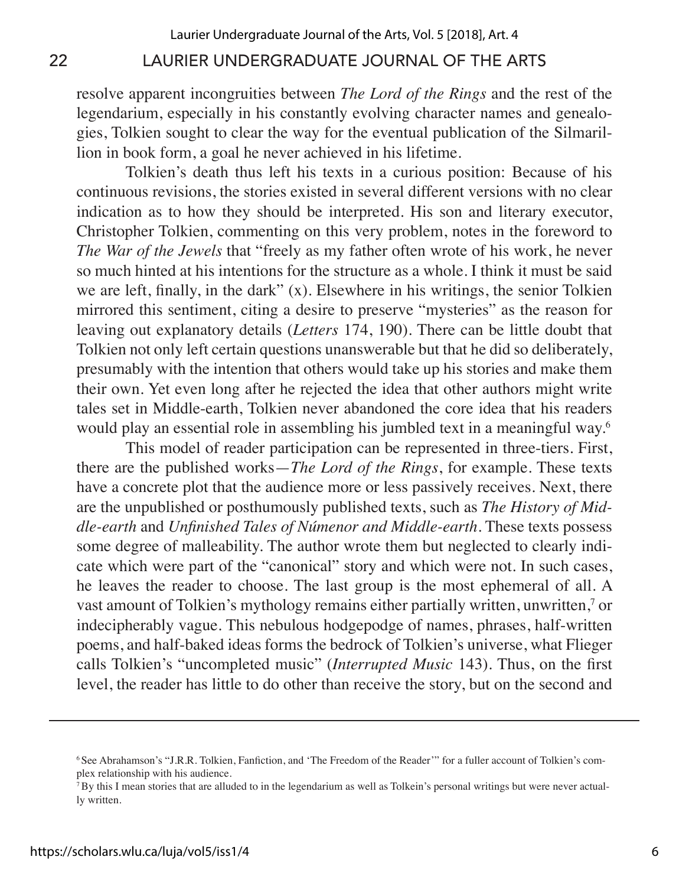resolve apparent incongruities between *The Lord of the Rings* and the rest of the legendarium, especially in his constantly evolving character names and genealogies, Tolkien sought to clear the way for the eventual publication of the Silmarillion in book form, a goal he never achieved in his lifetime.

Tolkien's death thus left his texts in a curious position: Because of his continuous revisions, the stories existed in several different versions with no clear indication as to how they should be interpreted. His son and literary executor, Christopher Tolkien, commenting on this very problem, notes in the foreword to *The War of the Jewels* that "freely as my father often wrote of his work, he never so much hinted at his intentions for the structure as a whole. I think it must be said we are left, finally, in the dark" (x). Elsewhere in his writings, the senior Tolkien mirrored this sentiment, citing a desire to preserve "mysteries" as the reason for leaving out explanatory details (*Letters* 174, 190). There can be little doubt that Tolkien not only left certain questions unanswerable but that he did so deliberately, presumably with the intention that others would take up his stories and make them their own. Yet even long after he rejected the idea that other authors might write tales set in Middle-earth, Tolkien never abandoned the core idea that his readers would play an essential role in assembling his jumbled text in a meaningful way.[6]

This model of reader participation can be represented in three-tiers. First, there are the published works—*The Lord of the Rings*, for example. These texts have a concrete plot that the audience more or less passively receives. Next, there are the unpublished or posthumously published texts, such as *The History of Middle-earth* and *Unfinished Tales of Númenor and Middle-earth*. These texts possess some degree of malleability. The author wrote them but neglected to clearly indicate which were part of the "canonical" story and which were not. In such cases, he leaves the reader to choose. The last group is the most ephemeral of all. A vast amount of Tolkien's mythology remains either partially written, unwritten,[7] or indecipherably vague. This nebulous hodgepodge of names, phrases, half-written poems, and half-baked ideas forms the bedrock of Tolkien's universe, what Flieger calls Tolkien's "uncompleted music" (*Interrupted Music* 143). Thus, on the first level, the reader has little to do other than receive the story, but on the second and

---

[6] See Abrahamson's "J.R.R. Tolkien, Fanfiction, and 'The Freedom of the Reader'" for a fuller account of Tolkien's complex relationship with his audience.

[7] By this I mean stories that are alluded to in the legendarium as well as Tolkein's personal writings but were never actually written.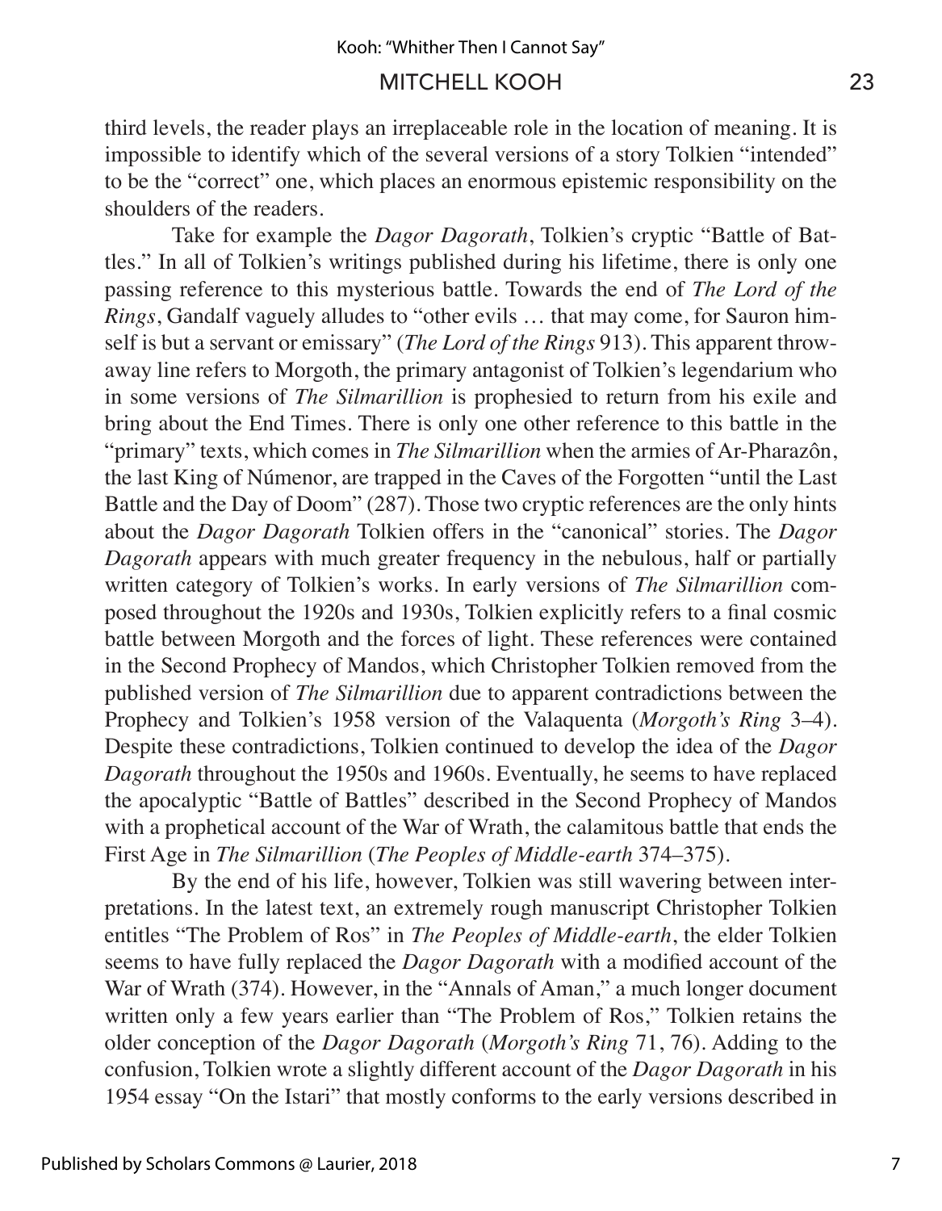third levels, the reader plays an irreplaceable role in the location of meaning. It is impossible to identify which of the several versions of a story Tolkien "intended" to be the "correct" one, which places an enormous epistemic responsibility on the shoulders of the readers.

Take for example the *Dagor Dagorath*, Tolkien's cryptic "Battle of Battles." In all of Tolkien's writings published during his lifetime, there is only one passing reference to this mysterious battle. Towards the end of *The Lord of the Rings*, Gandalf vaguely alludes to "other evils … that may come, for Sauron himself is but a servant or emissary" (*The Lord of the Rings* 913). This apparent throwaway line refers to Morgoth, the primary antagonist of Tolkien's legendarium who in some versions of *The Silmarillion* is prophesied to return from his exile and bring about the End Times. There is only one other reference to this battle in the "primary" texts, which comes in *The Silmarillion* when the armies of Ar-Pharazôn, the last King of Númenor, are trapped in the Caves of the Forgotten "until the Last Battle and the Day of Doom" (287). Those two cryptic references are the only hints about the *Dagor Dagorath* Tolkien offers in the "canonical" stories. The *Dagor Dagorath* appears with much greater frequency in the nebulous, half or partially written category of Tolkien's works. In early versions of *The Silmarillion* composed throughout the 1920s and 1930s, Tolkien explicitly refers to a final cosmic battle between Morgoth and the forces of light. These references were contained in the Second Prophecy of Mandos, which Christopher Tolkien removed from the published version of *The Silmarillion* due to apparent contradictions between the Prophecy and Tolkien's 1958 version of the Valaquenta (*Morgoth's Ring* 3–4). Despite these contradictions, Tolkien continued to develop the idea of the *Dagor Dagorath* throughout the 1950s and 1960s. Eventually, he seems to have replaced the apocalyptic "Battle of Battles" described in the Second Prophecy of Mandos with a prophetical account of the War of Wrath, the calamitous battle that ends the First Age in *The Silmarillion* (*The Peoples of Middle-earth* 374–375).

By the end of his life, however, Tolkien was still wavering between interpretations. In the latest text, an extremely rough manuscript Christopher Tolkien entitles "The Problem of Ros" in *The Peoples of Middle-earth*, the elder Tolkien seems to have fully replaced the *Dagor Dagorath* with a modified account of the War of Wrath (374). However, in the "Annals of Aman," a much longer document written only a few years earlier than "The Problem of Ros," Tolkien retains the older conception of the *Dagor Dagorath* (*Morgoth's Ring* 71, 76). Adding to the confusion, Tolkien wrote a slightly different account of the *Dagor Dagorath* in his 1954 essay "On the Istari" that mostly conforms to the early versions described in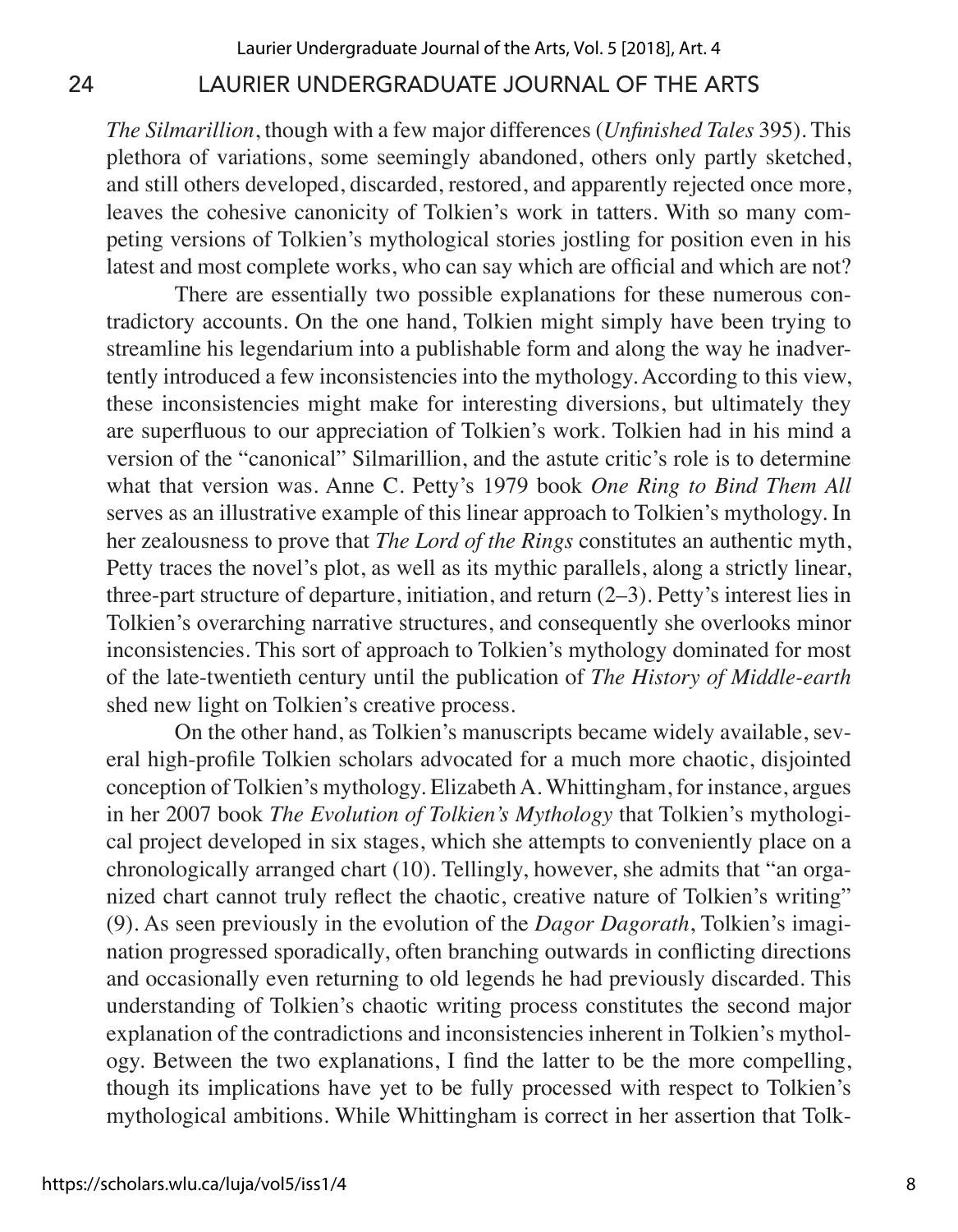*The Silmarillion*, though with a few major differences (*Unfinished Tales* 395). This plethora of variations, some seemingly abandoned, others only partly sketched, and still others developed, discarded, restored, and apparently rejected once more, leaves the cohesive canonicity of Tolkien's work in tatters. With so many competing versions of Tolkien's mythological stories jostling for position even in his latest and most complete works, who can say which are official and which are not?

There are essentially two possible explanations for these numerous contradictory accounts. On the one hand, Tolkien might simply have been trying to streamline his legendarium into a publishable form and along the way he inadvertently introduced a few inconsistencies into the mythology. According to this view, these inconsistencies might make for interesting diversions, but ultimately they are superfluous to our appreciation of Tolkien's work. Tolkien had in his mind a version of the "canonical" Silmarillion, and the astute critic's role is to determine what that version was. Anne C. Petty's 1979 book *One Ring to Bind Them All* serves as an illustrative example of this linear approach to Tolkien's mythology. In her zealousness to prove that *The Lord of the Rings* constitutes an authentic myth, Petty traces the novel's plot, as well as its mythic parallels, along a strictly linear, three-part structure of departure, initiation, and return (2–3). Petty's interest lies in Tolkien's overarching narrative structures, and consequently she overlooks minor inconsistencies. This sort of approach to Tolkien's mythology dominated for most of the late-twentieth century until the publication of *The History of Middle-earth* shed new light on Tolkien's creative process.

On the other hand, as Tolkien's manuscripts became widely available, several high-profile Tolkien scholars advocated for a much more chaotic, disjointed conception of Tolkien's mythology. Elizabeth A. Whittingham, for instance, argues in her 2007 book *The Evolution of Tolkien's Mythology* that Tolkien's mythological project developed in six stages, which she attempts to conveniently place on a chronologically arranged chart (10). Tellingly, however, she admits that "an organized chart cannot truly reflect the chaotic, creative nature of Tolkien's writing" (9). As seen previously in the evolution of the *Dagor Dagorath*, Tolkien's imagination progressed sporadically, often branching outwards in conflicting directions and occasionally even returning to old legends he had previously discarded. This understanding of Tolkien's chaotic writing process constitutes the second major explanation of the contradictions and inconsistencies inherent in Tolkien's mythology. Between the two explanations, I find the latter to be the more compelling, though its implications have yet to be fully processed with respect to Tolkien's mythological ambitions. While Whittingham is correct in her assertion that Tolk-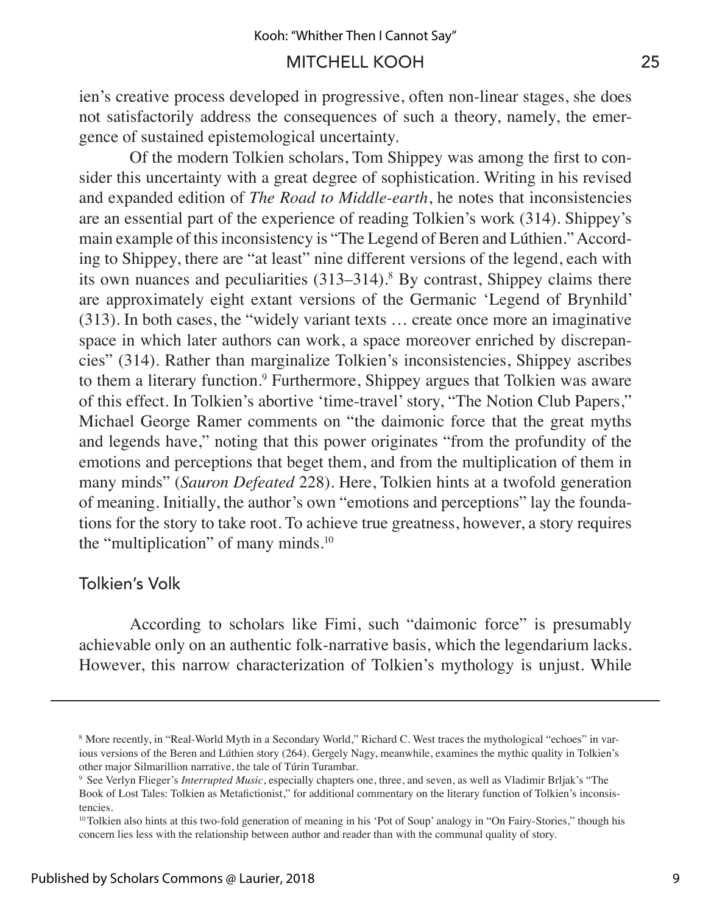ien's creative process developed in progressive, often non-linear stages, she does not satisfactorily address the consequences of such a theory, namely, the emergence of sustained epistemological uncertainty.

Of the modern Tolkien scholars, Tom Shippey was among the first to consider this uncertainty with a great degree of sophistication. Writing in his revised and expanded edition of *The Road to Middle-earth*, he notes that inconsistencies are an essential part of the experience of reading Tolkien's work (314). Shippey's main example of this inconsistency is "The Legend of Beren and Lúthien." According to Shippey, there are "at least" nine different versions of the legend, each with its own nuances and peculiarities (313–314).[8] By contrast, Shippey claims there are approximately eight extant versions of the Germanic 'Legend of Brynhild' (313). In both cases, the "widely variant texts … create once more an imaginative space in which later authors can work, a space moreover enriched by discrepancies" (314). Rather than marginalize Tolkien's inconsistencies, Shippey ascribes to them a literary function.[9] Furthermore, Shippey argues that Tolkien was aware of this effect. In Tolkien's abortive 'time-travel' story, "The Notion Club Papers," Michael George Ramer comments on "the daimonic force that the great myths and legends have," noting that this power originates "from the profundity of the emotions and perceptions that beget them, and from the multiplication of them in many minds" (*Sauron Defeated* 228). Here, Tolkien hints at a twofold generation of meaning. Initially, the author's own "emotions and perceptions" lay the foundations for the story to take root. To achieve true greatness, however, a story requires the "multiplication" of many minds.[10]

## Tolkien's Volk

According to scholars like Fimi, such "daimonic force" is presumably achievable only on an authentic folk-narrative basis, which the legendarium lacks. However, this narrow characterization of Tolkien's mythology is unjust. While

---

[8] More recently, in "Real-World Myth in a Secondary World," Richard C. West traces the mythological "echoes" in various versions of the Beren and Lúthien story (264). Gergely Nagy, meanwhile, examines the mythic quality in Tolkien's other major Silmarillion narrative, the tale of Túrin Turambar.

[9] See Verlyn Flieger's *Interrupted Music*, especially chapters one, three, and seven, as well as Vladimir Brljak's "The Book of Lost Tales: Tolkien as Metafictionist," for additional commentary on the literary function of Tolkien's inconsistencies.

[10] Tolkien also hints at this two-fold generation of meaning in his 'Pot of Soup' analogy in "On Fairy-Stories," though his concern lies less with the relationship between author and reader than with the communal quality of story.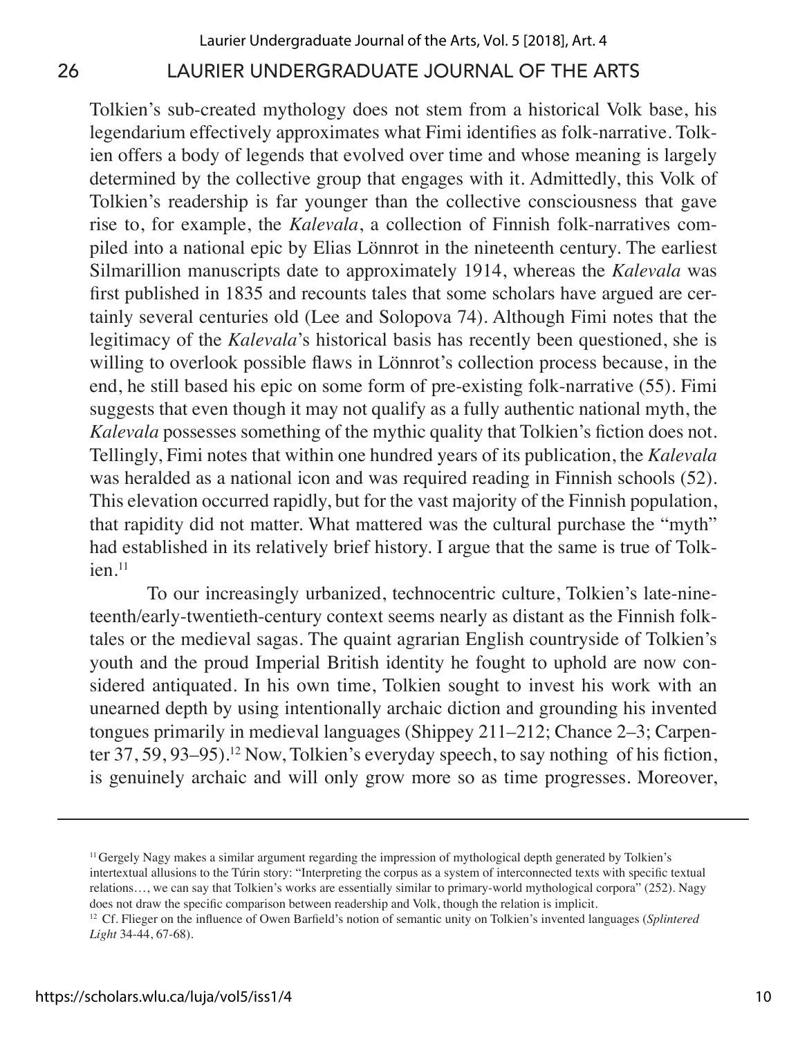Tolkien's sub-created mythology does not stem from a historical Volk base, his legendarium effectively approximates what Fimi identifies as folk-narrative. Tolkien offers a body of legends that evolved over time and whose meaning is largely determined by the collective group that engages with it. Admittedly, this Volk of Tolkien's readership is far younger than the collective consciousness that gave rise to, for example, the *Kalevala*, a collection of Finnish folk-narratives compiled into a national epic by Elias Lönnrot in the nineteenth century. The earliest Silmarillion manuscripts date to approximately 1914, whereas the *Kalevala* was first published in 1835 and recounts tales that some scholars have argued are certainly several centuries old (Lee and Solopova 74). Although Fimi notes that the legitimacy of the *Kalevala*'s historical basis has recently been questioned, she is willing to overlook possible flaws in Lönnrot's collection process because, in the end, he still based his epic on some form of pre-existing folk-narrative (55). Fimi suggests that even though it may not qualify as a fully authentic national myth, the *Kalevala* possesses something of the mythic quality that Tolkien's fiction does not. Tellingly, Fimi notes that within one hundred years of its publication, the *Kalevala* was heralded as a national icon and was required reading in Finnish schools (52). This elevation occurred rapidly, but for the vast majority of the Finnish population, that rapidity did not matter. What mattered was the cultural purchase the "myth" had established in its relatively brief history. I argue that the same is true of Tolkien.[11]

To our increasingly urbanized, technocentric culture, Tolkien's late-nineteenth/early-twentieth-century context seems nearly as distant as the Finnish folktales or the medieval sagas. The quaint agrarian English countryside of Tolkien's youth and the proud Imperial British identity he fought to uphold are now considered antiquated. In his own time, Tolkien sought to invest his work with an unearned depth by using intentionally archaic diction and grounding his invented tongues primarily in medieval languages (Shippey 211–212; Chance 2–3; Carpenter 37, 59, 93–95).[12] Now, Tolkien's everyday speech, to say nothing of his fiction, is genuinely archaic and will only grow more so as time progresses. Moreover,

---

[11] Gergely Nagy makes a similar argument regarding the impression of mythological depth generated by Tolkien's intertextual allusions to the Túrin story: "Interpreting the corpus as a system of interconnected texts with specific textual relations…, we can say that Tolkien's works are essentially similar to primary-world mythological corpora" (252). Nagy does not draw the specific comparison between readership and Volk, though the relation is implicit.

[12] Cf. Flieger on the influence of Owen Barfield's notion of semantic unity on Tolkien's invented languages (*Splintered Light* 34-44, 67-68).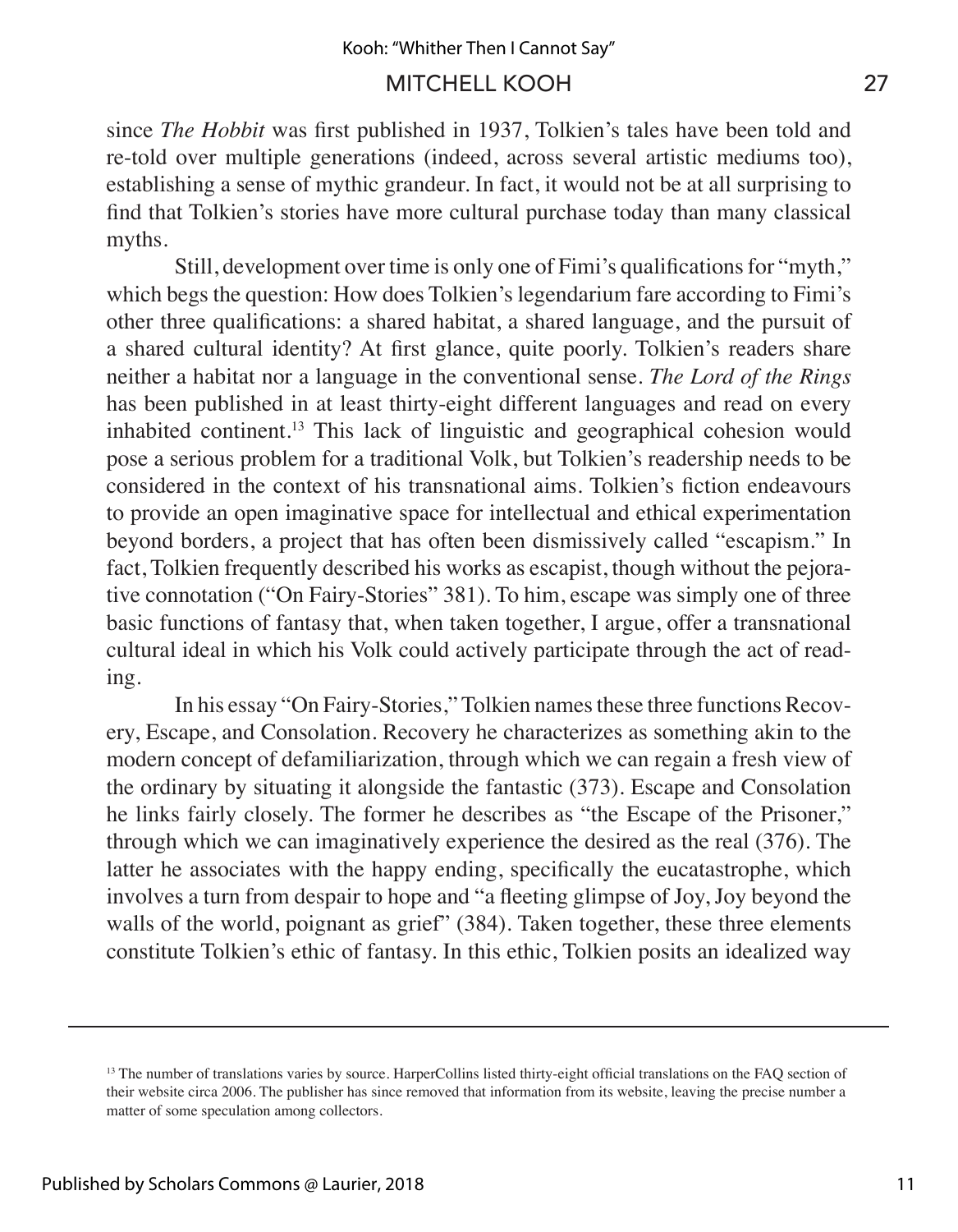since *The Hobbit* was first published in 1937, Tolkien's tales have been told and re-told over multiple generations (indeed, across several artistic mediums too), establishing a sense of mythic grandeur. In fact, it would not be at all surprising to find that Tolkien's stories have more cultural purchase today than many classical myths.

Still, development over time is only one of Fimi's qualifications for "myth," which begs the question: How does Tolkien's legendarium fare according to Fimi's other three qualifications: a shared habitat, a shared language, and the pursuit of a shared cultural identity? At first glance, quite poorly. Tolkien's readers share neither a habitat nor a language in the conventional sense. *The Lord of the Rings* has been published in at least thirty-eight different languages and read on every inhabited continent.[13] This lack of linguistic and geographical cohesion would pose a serious problem for a traditional Volk, but Tolkien's readership needs to be considered in the context of his transnational aims. Tolkien's fiction endeavours to provide an open imaginative space for intellectual and ethical experimentation beyond borders, a project that has often been dismissively called "escapism." In fact, Tolkien frequently described his works as escapist, though without the pejorative connotation ("On Fairy-Stories" 381). To him, escape was simply one of three basic functions of fantasy that, when taken together, I argue, offer a transnational cultural ideal in which his Volk could actively participate through the act of reading.

In his essay "On Fairy-Stories," Tolkien names these three functions Recovery, Escape, and Consolation. Recovery he characterizes as something akin to the modern concept of defamiliarization, through which we can regain a fresh view of the ordinary by situating it alongside the fantastic (373). Escape and Consolation he links fairly closely. The former he describes as "the Escape of the Prisoner," through which we can imaginatively experience the desired as the real (376). The latter he associates with the happy ending, specifically the eucatastrophe, which involves a turn from despair to hope and "a fleeting glimpse of Joy, Joy beyond the walls of the world, poignant as grief" (384). Taken together, these three elements constitute Tolkien's ethic of fantasy. In this ethic, Tolkien posits an idealized way

---

[13] The number of translations varies by source. HarperCollins listed thirty-eight official translations on the FAQ section of their website circa 2006. The publisher has since removed that information from its website, leaving the precise number a matter of some speculation among collectors.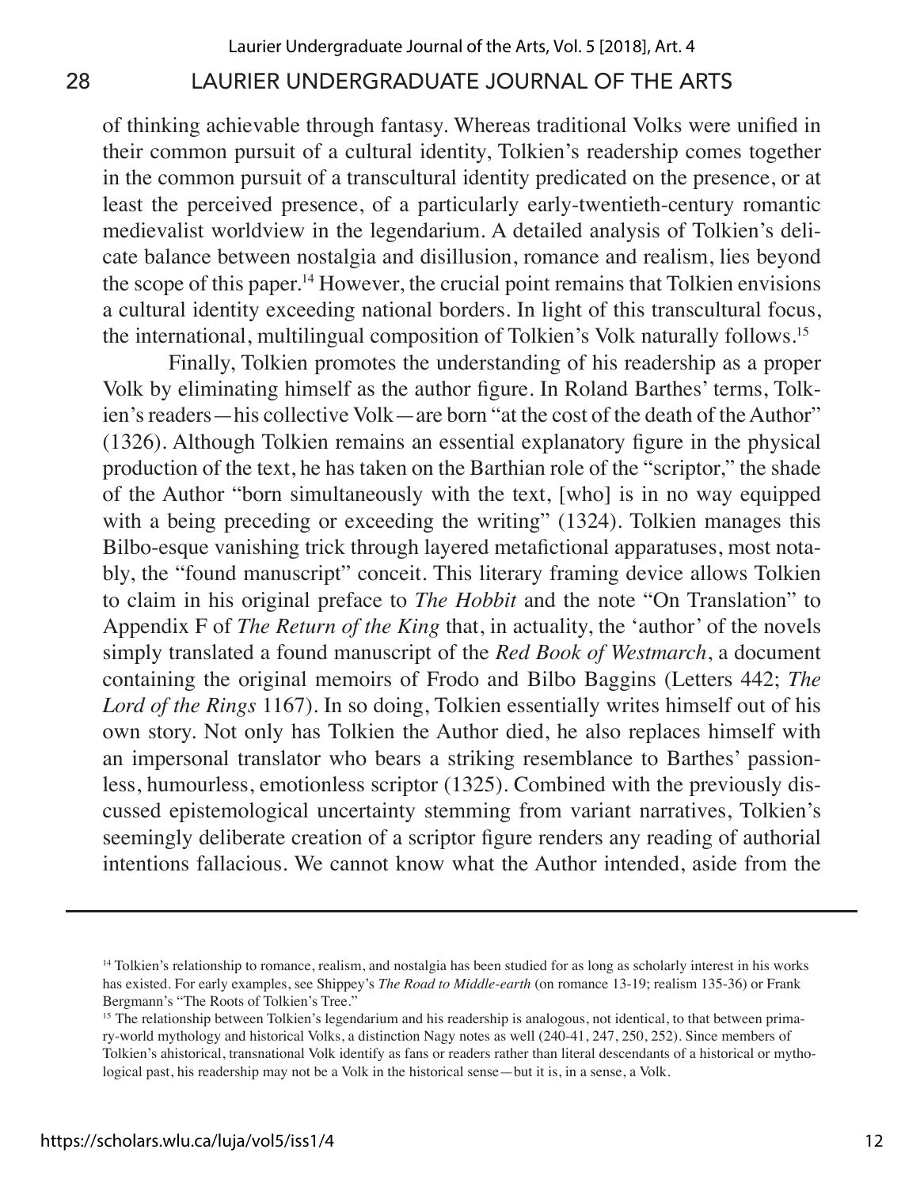of thinking achievable through fantasy. Whereas traditional Volks were unified in their common pursuit of a cultural identity, Tolkien's readership comes together in the common pursuit of a transcultural identity predicated on the presence, or at least the perceived presence, of a particularly early-twentieth-century romantic medievalist worldview in the legendarium. A detailed analysis of Tolkien's delicate balance between nostalgia and disillusion, romance and realism, lies beyond the scope of this paper.[14] However, the crucial point remains that Tolkien envisions a cultural identity exceeding national borders. In light of this transcultural focus, the international, multilingual composition of Tolkien's Volk naturally follows.[15]

Finally, Tolkien promotes the understanding of his readership as a proper Volk by eliminating himself as the author figure. In Roland Barthes' terms, Tolkien's readers—his collective Volk—are born "at the cost of the death of the Author" (1326). Although Tolkien remains an essential explanatory figure in the physical production of the text, he has taken on the Barthian role of the "scriptor," the shade of the Author "born simultaneously with the text, [who] is in no way equipped with a being preceding or exceeding the writing" (1324). Tolkien manages this Bilbo-esque vanishing trick through layered metafictional apparatuses, most notably, the "found manuscript" conceit. This literary framing device allows Tolkien to claim in his original preface to *The Hobbit* and the note "On Translation" to Appendix F of *The Return of the King* that, in actuality, the 'author' of the novels simply translated a found manuscript of the *Red Book of Westmarch*, a document containing the original memoirs of Frodo and Bilbo Baggins (Letters 442; *The Lord of the Rings* 1167). In so doing, Tolkien essentially writes himself out of his own story. Not only has Tolkien the Author died, he also replaces himself with an impersonal translator who bears a striking resemblance to Barthes' passionless, humourless, emotionless scriptor (1325). Combined with the previously discussed epistemological uncertainty stemming from variant narratives, Tolkien's seemingly deliberate creation of a scriptor figure renders any reading of authorial intentions fallacious. We cannot know what the Author intended, aside from the

---

[14] Tolkien's relationship to romance, realism, and nostalgia has been studied for as long as scholarly interest in his works has existed. For early examples, see Shippey's *The Road to Middle-earth* (on romance 13-19; realism 135-36) or Frank Bergmann's "The Roots of Tolkien's Tree."

[15] The relationship between Tolkien's legendarium and his readership is analogous, not identical, to that between primary-world mythology and historical Volks, a distinction Nagy notes as well (240-41, 247, 250, 252). Since members of Tolkien's ahistorical, transnational Volk identify as fans or readers rather than literal descendants of a historical or mythological past, his readership may not be a Volk in the historical sense—but it is, in a sense, a Volk.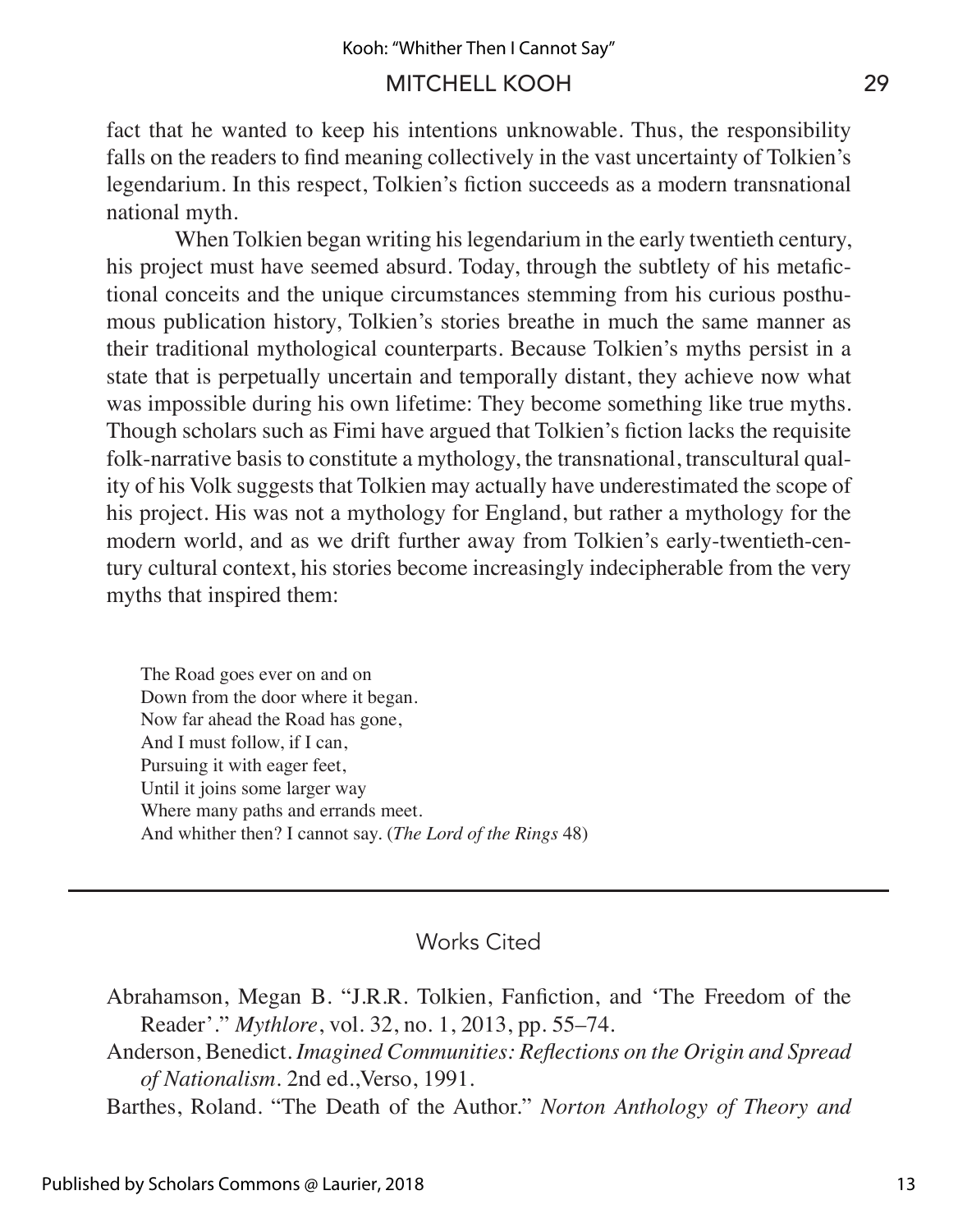fact that he wanted to keep his intentions unknowable. Thus, the responsibility falls on the readers to find meaning collectively in the vast uncertainty of Tolkien's legendarium. In this respect, Tolkien's fiction succeeds as a modern transnational national myth.

When Tolkien began writing his legendarium in the early twentieth century, his project must have seemed absurd. Today, through the subtlety of his metafictional conceits and the unique circumstances stemming from his curious posthumous publication history, Tolkien's stories breathe in much the same manner as their traditional mythological counterparts. Because Tolkien's myths persist in a state that is perpetually uncertain and temporally distant, they achieve now what was impossible during his own lifetime: They become something like true myths. Though scholars such as Fimi have argued that Tolkien's fiction lacks the requisite folk-narrative basis to constitute a mythology, the transnational, transcultural quality of his Volk suggests that Tolkien may actually have underestimated the scope of his project. His was not a mythology for England, but rather a mythology for the modern world, and as we drift further away from Tolkien's early-twentieth-century cultural context, his stories become increasingly indecipherable from the very myths that inspired them:

> The Road goes ever on and on  
> Down from the door where it began.  
> Now far ahead the Road has gone,  
> And I must follow, if I can,  
> Pursuing it with eager feet,  
> Until it joins some larger way  
> Where many paths and errands meet.  
> And whither then? I cannot say. (*The Lord of the Rings* 48)

---

## Works Cited

Abrahamson, Megan B. "J.R.R. Tolkien, Fanfiction, and 'The Freedom of the Reader'." *Mythlore*, vol. 32, no. 1, 2013, pp. 55–74.

Anderson, Benedict. *Imagined Communities: Reflections on the Origin and Spread of Nationalism*. 2nd ed.,Verso, 1991.

Barthes, Roland. "The Death of the Author." *Norton Anthology of Theory and*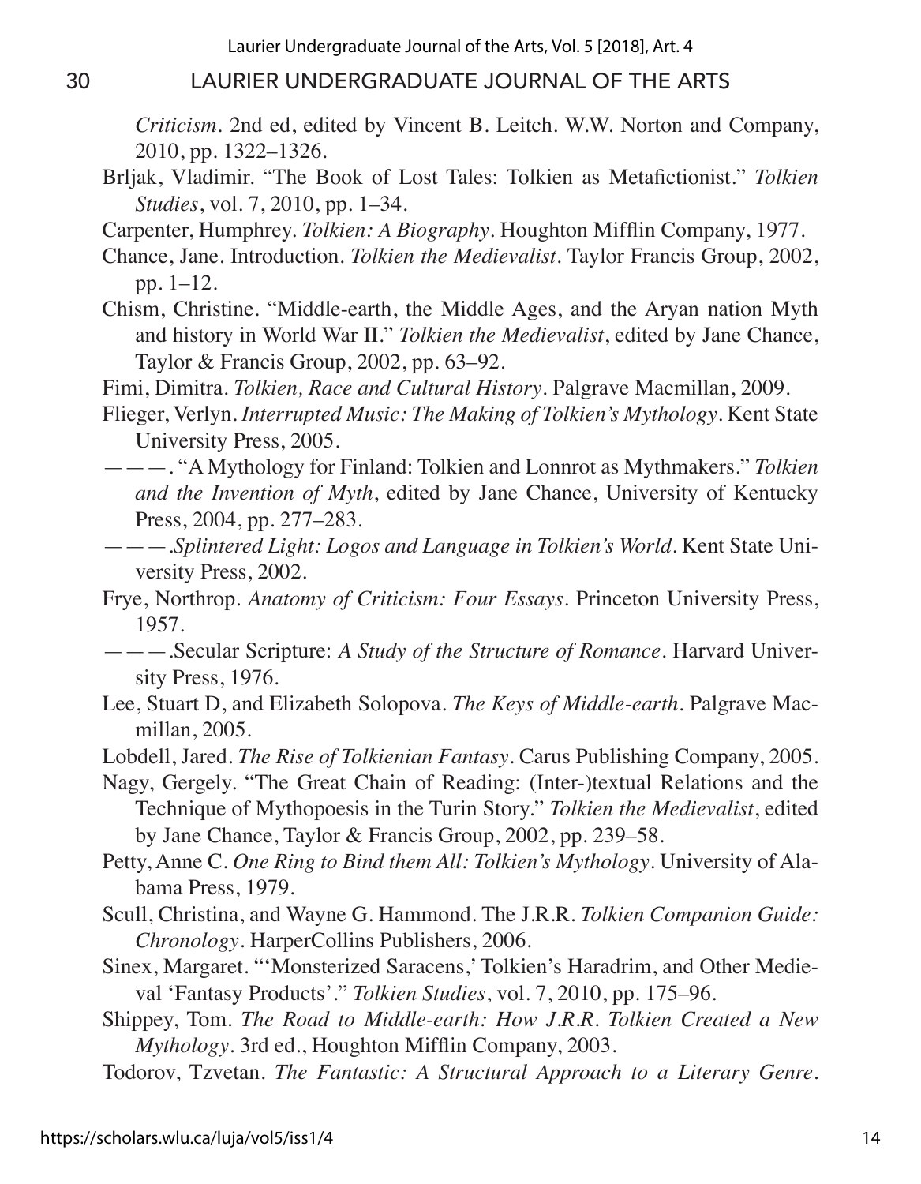*Criticism*. 2nd ed, edited by Vincent B. Leitch. W.W. Norton and Company, 2010, pp. 1322–1326.

Brljak, Vladimir. "The Book of Lost Tales: Tolkien as Metafictionist." *Tolkien Studies*, vol. 7, 2010, pp. 1–34.

Carpenter, Humphrey. *Tolkien: A Biography*. Houghton Mifflin Company, 1977.

Chance, Jane. Introduction. *Tolkien the Medievalist*. Taylor Francis Group, 2002, pp. 1–12.

Chism, Christine. "Middle-earth, the Middle Ages, and the Aryan nation Myth and history in World War II." *Tolkien the Medievalist*, edited by Jane Chance, Taylor & Francis Group, 2002, pp. 63–92.

Fimi, Dimitra. *Tolkien, Race and Cultural History*. Palgrave Macmillan, 2009.

Flieger, Verlyn. *Interrupted Music: The Making of Tolkien's Mythology*. Kent State University Press, 2005.

———. "A Mythology for Finland: Tolkien and Lonnrot as Mythmakers." *Tolkien and the Invention of Myth*, edited by Jane Chance, University of Kentucky Press, 2004, pp. 277–283.

———.*Splintered Light: Logos and Language in Tolkien's World*. Kent State University Press, 2002.

Frye, Northrop. *Anatomy of Criticism: Four Essays*. Princeton University Press, 1957.

———.Secular Scripture: *A Study of the Structure of Romance*. Harvard University Press, 1976.

Lee, Stuart D, and Elizabeth Solopova. *The Keys of Middle-earth*. Palgrave Macmillan, 2005.

Lobdell, Jared. *The Rise of Tolkienian Fantasy*. Carus Publishing Company, 2005.

Nagy, Gergely. "The Great Chain of Reading: (Inter-)textual Relations and the Technique of Mythopoesis in the Turin Story." *Tolkien the Medievalist*, edited by Jane Chance, Taylor & Francis Group, 2002, pp. 239–58.

Petty, Anne C. *One Ring to Bind them All: Tolkien's Mythology*. University of Alabama Press, 1979.

Scull, Christina, and Wayne G. Hammond. The J.R.R. *Tolkien Companion Guide: Chronology*. HarperCollins Publishers, 2006.

Sinex, Margaret. "'Monsterized Saracens,' Tolkien's Haradrim, and Other Medieval 'Fantasy Products'." *Tolkien Studies*, vol. 7, 2010, pp. 175–96.

Shippey, Tom. *The Road to Middle-earth: How J.R.R. Tolkien Created a New Mythology*. 3rd ed., Houghton Mifflin Company, 2003.

Todorov, Tzvetan. *The Fantastic: A Structural Approach to a Literary Genre*.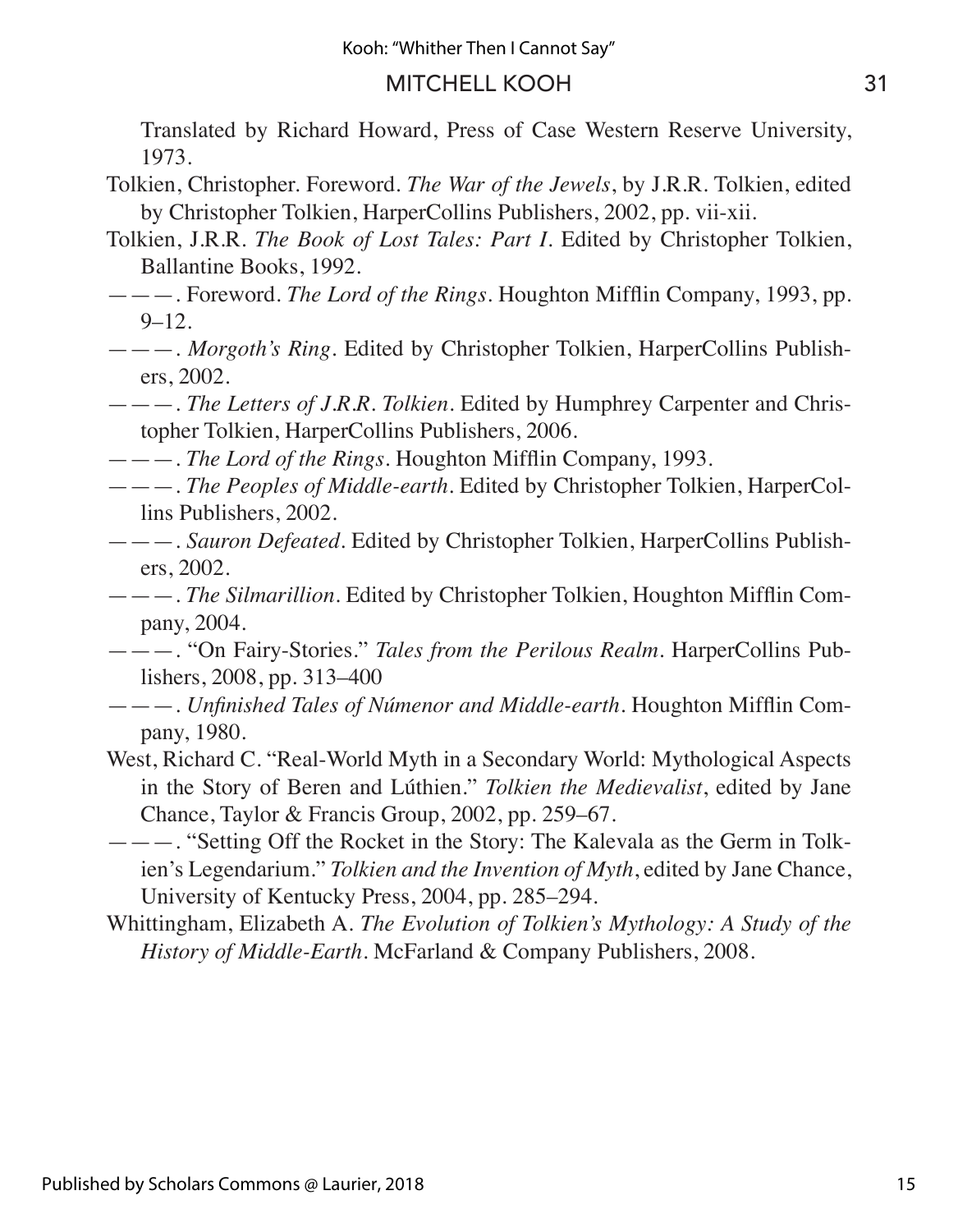Translated by Richard Howard, Press of Case Western Reserve University, 1973.

Tolkien, Christopher. Foreword. *The War of the Jewels*, by J.R.R. Tolkien, edited by Christopher Tolkien, HarperCollins Publishers, 2002, pp. vii-xii.

Tolkien, J.R.R. *The Book of Lost Tales: Part I*. Edited by Christopher Tolkien, Ballantine Books, 1992.

———. Foreword. *The Lord of the Rings*. Houghton Mifflin Company, 1993, pp. 9–12.

———. *Morgoth's Ring*. Edited by Christopher Tolkien, HarperCollins Publishers, 2002.

———. *The Letters of J.R.R. Tolkien*. Edited by Humphrey Carpenter and Christopher Tolkien, HarperCollins Publishers, 2006.

———. *The Lord of the Rings*. Houghton Mifflin Company, 1993.

———. *The Peoples of Middle-earth*. Edited by Christopher Tolkien, HarperCollins Publishers, 2002.

———. *Sauron Defeated*. Edited by Christopher Tolkien, HarperCollins Publishers, 2002.

———. *The Silmarillion*. Edited by Christopher Tolkien, Houghton Mifflin Company, 2004.

———. "On Fairy-Stories." *Tales from the Perilous Realm*. HarperCollins Publishers, 2008, pp. 313–400

———. *Unfinished Tales of Númenor and Middle-earth*. Houghton Mifflin Company, 1980.

West, Richard C. "Real-World Myth in a Secondary World: Mythological Aspects in the Story of Beren and Lúthien." *Tolkien the Medievalist*, edited by Jane Chance, Taylor & Francis Group, 2002, pp. 259–67.

———. "Setting Off the Rocket in the Story: The Kalevala as the Germ in Tolkien's Legendarium." *Tolkien and the Invention of Myth*, edited by Jane Chance, University of Kentucky Press, 2004, pp. 285–294.

Whittingham, Elizabeth A. *The Evolution of Tolkien's Mythology: A Study of the History of Middle-Earth*. McFarland & Company Publishers, 2008.